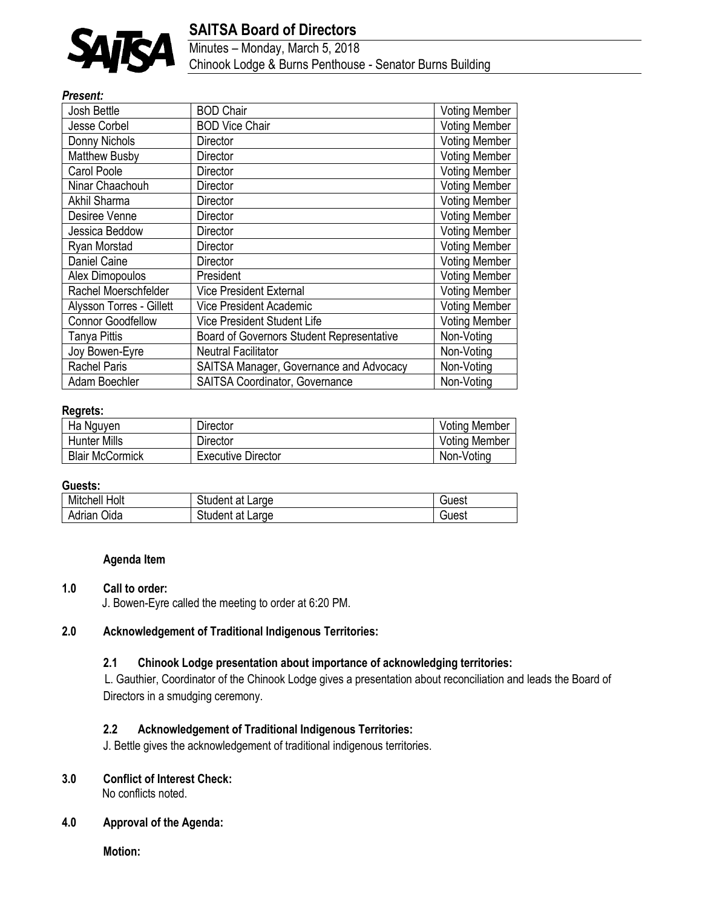# SAITSA Board of Directors

Minutes – Monday, March 5, 2018
Chinook Lodge & Burns Penthouse - Senator Burns Building

***Present:***

| | | |
|---|---|---|
| Josh Bettle | BOD Chair | Voting Member |
| Jesse Corbel | BOD Vice Chair | Voting Member |
| Donny Nichols | Director | Voting Member |
| Matthew Busby | Director | Voting Member |
| Carol Poole | Director | Voting Member |
| Ninar Chaachouh | Director | Voting Member |
| Akhil Sharma | Director | Voting Member |
| Desiree Venne | Director | Voting Member |
| Jessica Beddow | Director | Voting Member |
| Ryan Morstad | Director | Voting Member |
| Daniel Caine | Director | Voting Member |
| Alex Dimopoulos | President | Voting Member |
| Rachel Moerschfelder | Vice President External | Voting Member |
| Alysson Torres - Gillett | Vice President Academic | Voting Member |
| Connor Goodfellow | Vice President Student Life | Voting Member |
| Tanya Pittis | Board of Governors Student Representative | Non-Voting |
| Joy Bowen-Eyre | Neutral Facilitator | Non-Voting |
| Rachel Paris | SAITSA Manager, Governance and Advocacy | Non-Voting |
| Adam Boechler | SAITSA Coordinator, Governance | Non-Voting |

**Regrets:**

| | | |
|---|---|---|
| Ha Nguyen | Director | Voting Member |
| Hunter Mills | Director | Voting Member |
| Blair McCormick | Executive Director | Non-Voting |

**Guests:**

| | | |
|---|---|---|
| Mitchell Holt | Student at Large | Guest |
| Adrian Oida | Student at Large | Guest |

**Agenda Item**

**1.0 Call to order:**

J. Bowen-Eyre called the meeting to order at 6:20 PM.

**2.0 Acknowledgement of Traditional Indigenous Territories:**

**2.1 Chinook Lodge presentation about importance of acknowledging territories:**

L. Gauthier, Coordinator of the Chinook Lodge gives a presentation about reconciliation and leads the Board of Directors in a smudging ceremony.

**2.2 Acknowledgement of Traditional Indigenous Territories:**

J. Bettle gives the acknowledgement of traditional indigenous territories.

**3.0 Conflict of Interest Check:**

No conflicts noted.

**4.0 Approval of the Agenda:**

**Motion:**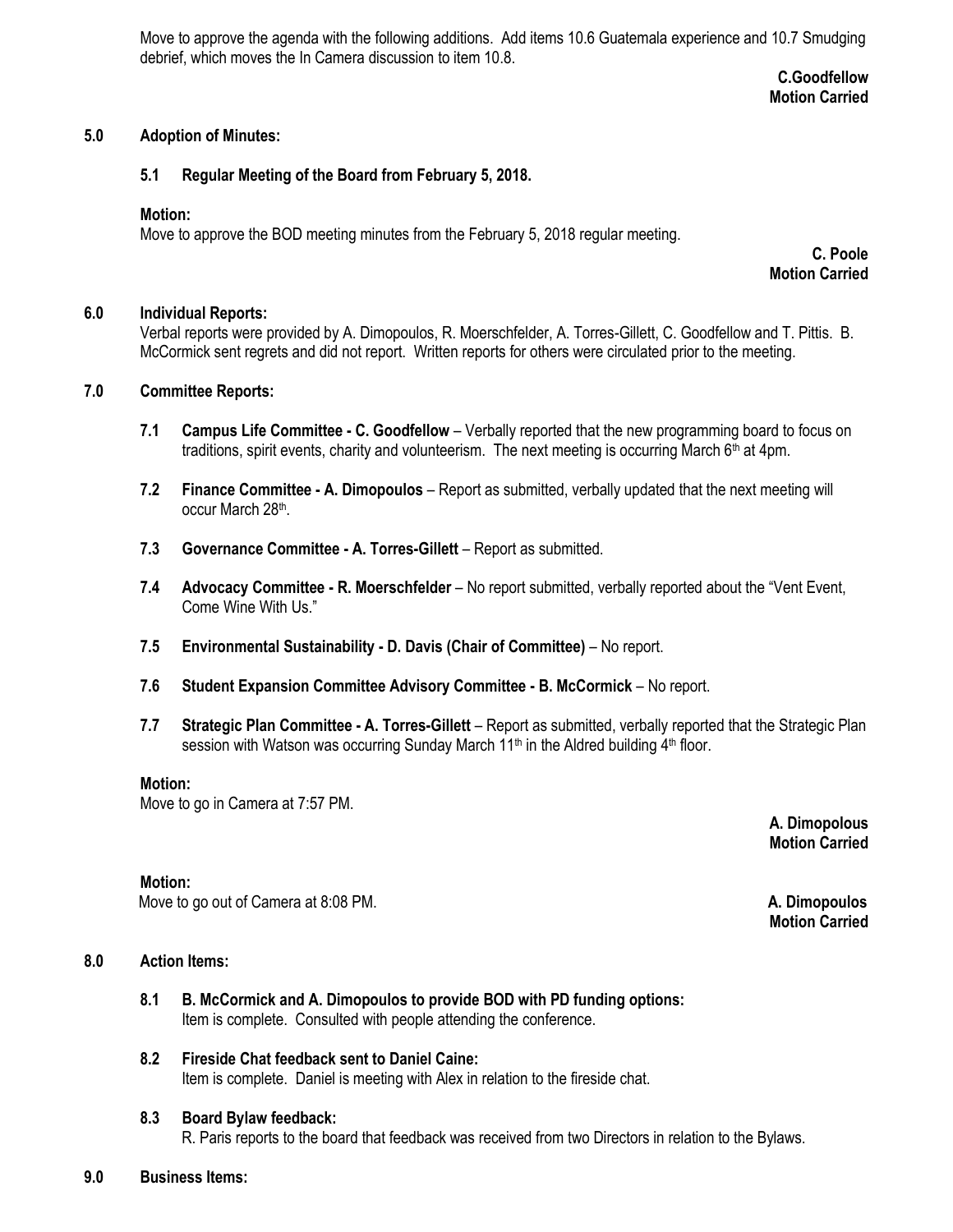Move to approve the agenda with the following additions. Add items 10.6 Guatemala experience and 10.7 Smudging debrief, which moves the In Camera discussion to item 10.8.

**C.Goodfellow**
**Motion Carried**

## 5.0 Adoption of Minutes:

### 5.1 Regular Meeting of the Board from February 5, 2018.

**Motion:**
Move to approve the BOD meeting minutes from the February 5, 2018 regular meeting.

**C. Poole**
**Motion Carried**

## 6.0 Individual Reports:

Verbal reports were provided by A. Dimopoulos, R. Moerschfelder, A. Torres-Gillett, C. Goodfellow and T. Pittis. B. McCormick sent regrets and did not report. Written reports for others were circulated prior to the meeting.

## 7.0 Committee Reports:

**7.1 Campus Life Committee - C. Goodfellow** – Verbally reported that the new programming board to focus on traditions, spirit events, charity and volunteerism. The next meeting is occurring March 6th at 4pm.

**7.2 Finance Committee - A. Dimopoulos** – Report as submitted, verbally updated that the next meeting will occur March 28th.

**7.3 Governance Committee - A. Torres-Gillett** – Report as submitted.

**7.4 Advocacy Committee - R. Moerschfelder** – No report submitted, verbally reported about the "Vent Event, Come Wine With Us."

**7.5 Environmental Sustainability - D. Davis (Chair of Committee)** – No report.

**7.6 Student Expansion Committee Advisory Committee - B. McCormick** – No report.

**7.7 Strategic Plan Committee - A. Torres-Gillett** – Report as submitted, verbally reported that the Strategic Plan session with Watson was occurring Sunday March 11th in the Aldred building 4th floor.

**Motion:**
Move to go in Camera at 7:57 PM.

**A. Dimopolous**
**Motion Carried**

**Motion:**
Move to go out of Camera at 8:08 PM.

**A. Dimopoulos**
**Motion Carried**

## 8.0 Action Items:

**8.1 B. McCormick and A. Dimopoulos to provide BOD with PD funding options:**
Item is complete. Consulted with people attending the conference.

**8.2 Fireside Chat feedback sent to Daniel Caine:**
Item is complete. Daniel is meeting with Alex in relation to the fireside chat.

**8.3 Board Bylaw feedback:**
R. Paris reports to the board that feedback was received from two Directors in relation to the Bylaws.

## 9.0 Business Items: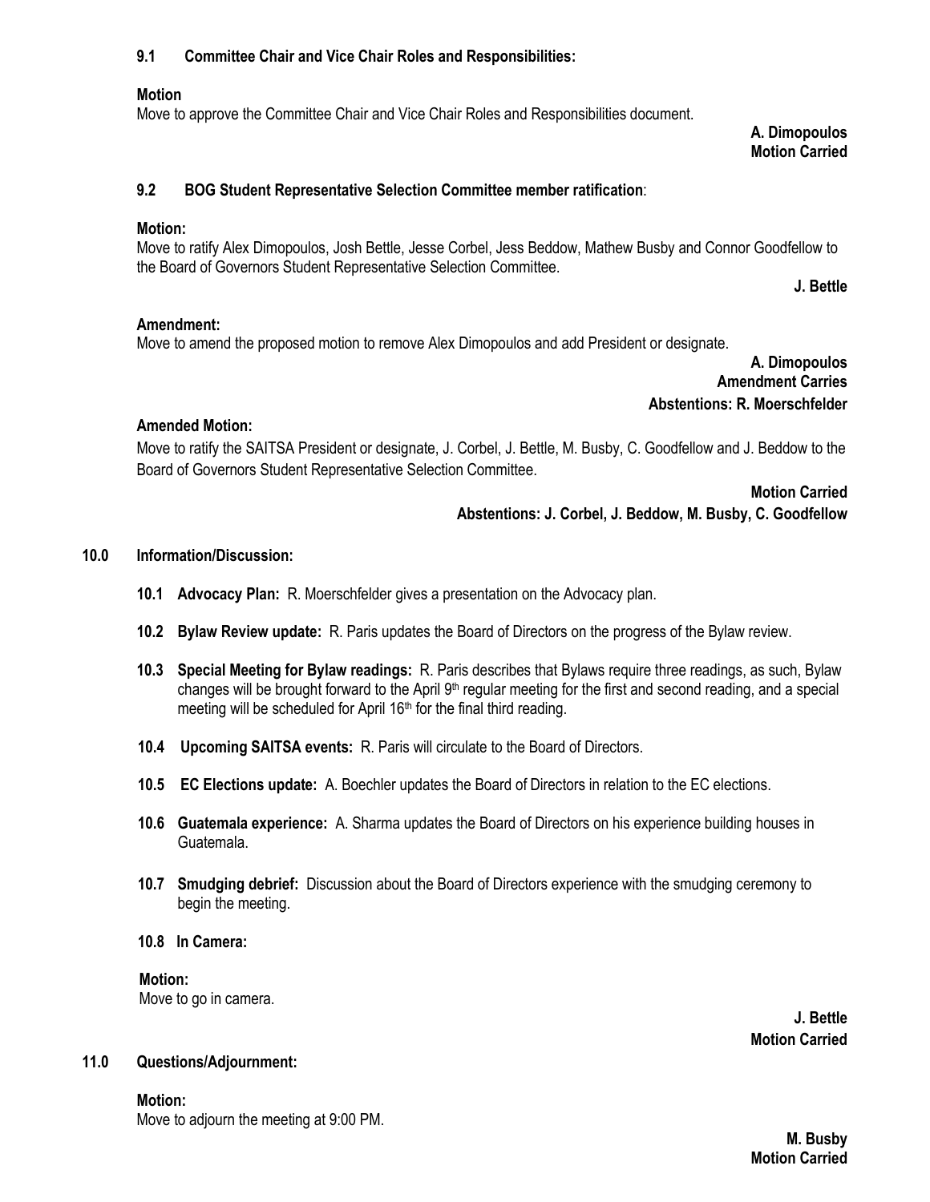### 9.1 Committee Chair and Vice Chair Roles and Responsibilities:

**Motion**

Move to approve the Committee Chair and Vice Chair Roles and Responsibilities document.

**A. Dimopoulos**
**Motion Carried**

### 9.2 BOG Student Representative Selection Committee member ratification:

**Motion:**

Move to ratify Alex Dimopoulos, Josh Bettle, Jesse Corbel, Jess Beddow, Mathew Busby and Connor Goodfellow to the Board of Governors Student Representative Selection Committee.

**J. Bettle**

**Amendment:**

Move to amend the proposed motion to remove Alex Dimopoulos and add President or designate.

**A. Dimopoulos**
**Amendment Carries**
**Abstentions: R. Moerschfelder**

**Amended Motion:**

Move to ratify the SAITSA President or designate, J. Corbel, J. Bettle, M. Busby, C. Goodfellow and J. Beddow to the Board of Governors Student Representative Selection Committee.

**Motion Carried**
**Abstentions: J. Corbel, J. Beddow, M. Busby, C. Goodfellow**

## 10.0 Information/Discussion:

**10.1 Advocacy Plan:** R. Moerschfelder gives a presentation on the Advocacy plan.

**10.2 Bylaw Review update:** R. Paris updates the Board of Directors on the progress of the Bylaw review.

**10.3 Special Meeting for Bylaw readings:** R. Paris describes that Bylaws require three readings, as such, Bylaw changes will be brought forward to the April 9th regular meeting for the first and second reading, and a special meeting will be scheduled for April 16th for the final third reading.

**10.4 Upcoming SAITSA events:** R. Paris will circulate to the Board of Directors.

**10.5 EC Elections update:** A. Boechler updates the Board of Directors in relation to the EC elections.

**10.6 Guatemala experience:** A. Sharma updates the Board of Directors on his experience building houses in Guatemala.

**10.7 Smudging debrief:** Discussion about the Board of Directors experience with the smudging ceremony to begin the meeting.

**10.8 In Camera:**

**Motion:**

Move to go in camera.

**J. Bettle**
**Motion Carried**

## 11.0 Questions/Adjournment:

**Motion:**

Move to adjourn the meeting at 9:00 PM.

**M. Busby**
**Motion Carried**